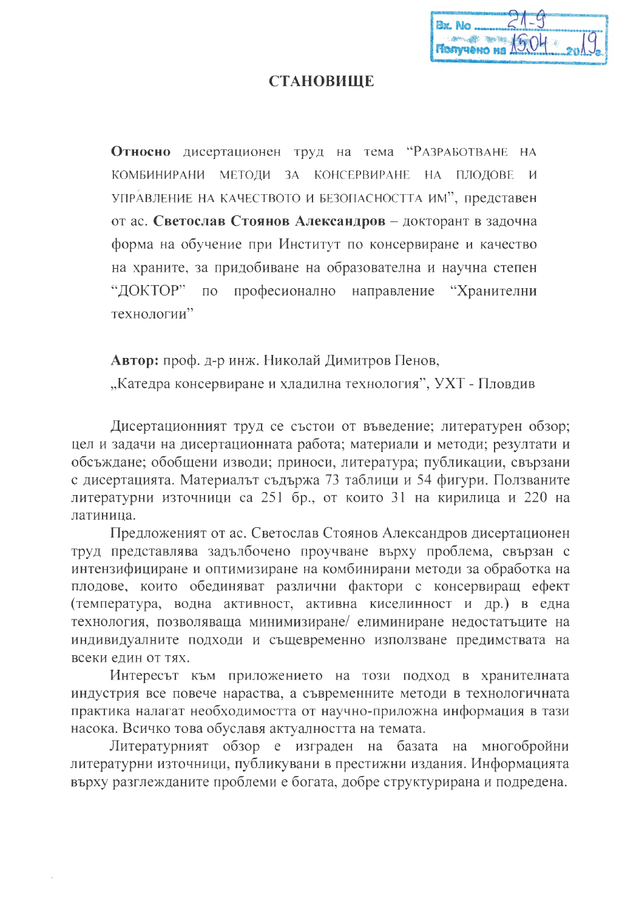Вх. No 21-9
Получено на 15.04 2019 г.

# СТАНОВИЩЕ

**Относно** дисертационен труд на тема "РАЗРАБОТВАНЕ НА КОМБИНИРАНИ МЕТОДИ ЗА КОНСЕРВИРАНЕ НА ПЛОДОВЕ И УПРАВЛЕНИЕ НА КАЧЕСТВОТО И БЕЗОПАСНОСТТА ИМ", представен от ас. **Светослав Стоянов Александров** – докторант в задочна форма на обучение при Институт по консервиране и качество на храните, за придобиване на образователна и научна степен "ДОКТОР" по професионално направление "Хранителни технологии"

**Автор:** проф. д-р инж. Николай Димитров Пенов,
„Катедра консервиране и хладилна технология", УХТ - Пловдив

Дисертационният труд се състои от въведение; литературен обзор; цел и задачи на дисертационната работа; материали и методи; резултати и обсъждане; обобщени изводи; приноси, литература; публикации, свързани с дисертацията. Материалът съдържа 73 таблици и 54 фигури. Ползваните литературни източници са 251 бр., от които 31 на кирилица и 220 на латиница.

Предложеният от ас. Светослав Стоянов Александров дисертационен труд представлява задълбочено проучване върху проблема, свързан с интензифициране и оптимизиране на комбинирани методи за обработка на плодове, които обединяват различни фактори с консервиращ ефект (температура, водна активност, активна киселинност и др.) в една технология, позволяваща минимизиране/ елиминиране недостатъците на индивидуалните подходи и същевременно използване предимствата на всеки един от тях.

Интересът към приложението на този подход в хранителната индустрия все повече нараства, а съвременните методи в технологичната практика налагат необходимостта от научно-приложна информация в тази насока. Всичко това обуславя актуалността на темата.

Литературният обзор е изграден на базата на многобройни литературни източници, публикувани в престижни издания. Информацията върху разглежданите проблеми е богата, добре структурирана и подредена.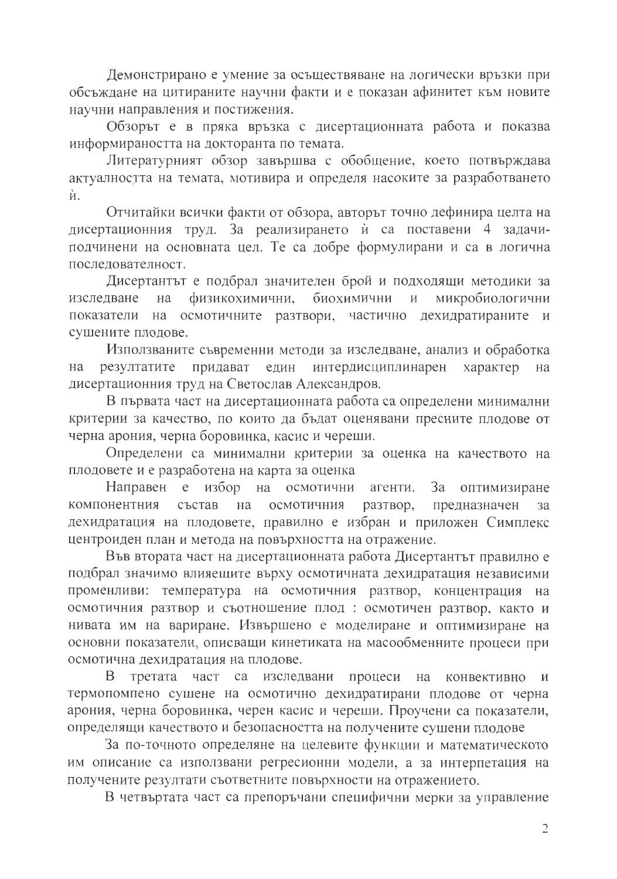Демонстрирано е умение за осъществяване на логически връзки при обсъждане на цитираните научни факти и е показан афинитет към новите научни направления и постижения.

Обзорът е в пряка връзка с дисертационната работа и показва информираността на докторанта по темата.

Литературният обзор завършва с обобщение, което потвърждава актуалността на темата, мотивира и определя насоките за разработването ѝ.

Отчитайки всички факти от обзора, авторът точно дефинира целта на дисертационния труд. За реализирането ѝ са поставени 4 задачи-подчинени на основната цел. Те са добре формулирани и са в логична последователност.

Дисертантът е подбрал значителен брой и подходящи методики за изследване на физикохимични, биохимични и микробиологични показатели на осмотичните разтвори, частично дехидратираните и сушените плодове.

Използваните съвременни методи за изследване, анализ и обработка на резултатите придават един интердисциплинарен характер на дисертационния труд на Светослав Александров.

В първата част на дисертационната работа са определени минимални критерии за качество, по които да бъдат оценявани пресните плодове от черна арония, черна боровинка, касис и череши.

Определени са минимални критерии за оценка на качеството на плодовете и е разработена на карта за оценка

Направен е избор на осмотични агенти. За оптимизиране компонентния състав на осмотичния разтвор, предназначен за дехидратация на плодовете, правилно е избран и приложен Симплекс центроиден план и метода на повърхността на отражение.

Във втората част на дисертационната работа Дисертантът правилно е подбрал значимо влияещите върху осмотичната дехидратация независими променливи: температура на осмотичния разтвор, концентрация на осмотичния разтвор и съотношение плод : осмотичен разтвор, както и нивата им на вариране. Извършено е моделиране и оптимизиране на основни показатели, описващи кинетиката на масообменните процеси при осмотична дехидратация на плодове.

В третата част са изследвани процеси на конвективно и термопомпено сушене на осмотично дехидратирани плодове от черна арония, черна боровинка, черен касис и череши. Проучени са показатели, определящи качеството и безопасността на получените сушени плодове

За по-точното определяне на целевите функции и математическото им описание са използвани регресионни модели, а за интерпетация на получените резултати съответните повърхности на отражението.

В четвъртата част са препоръчани специфични мерки за управление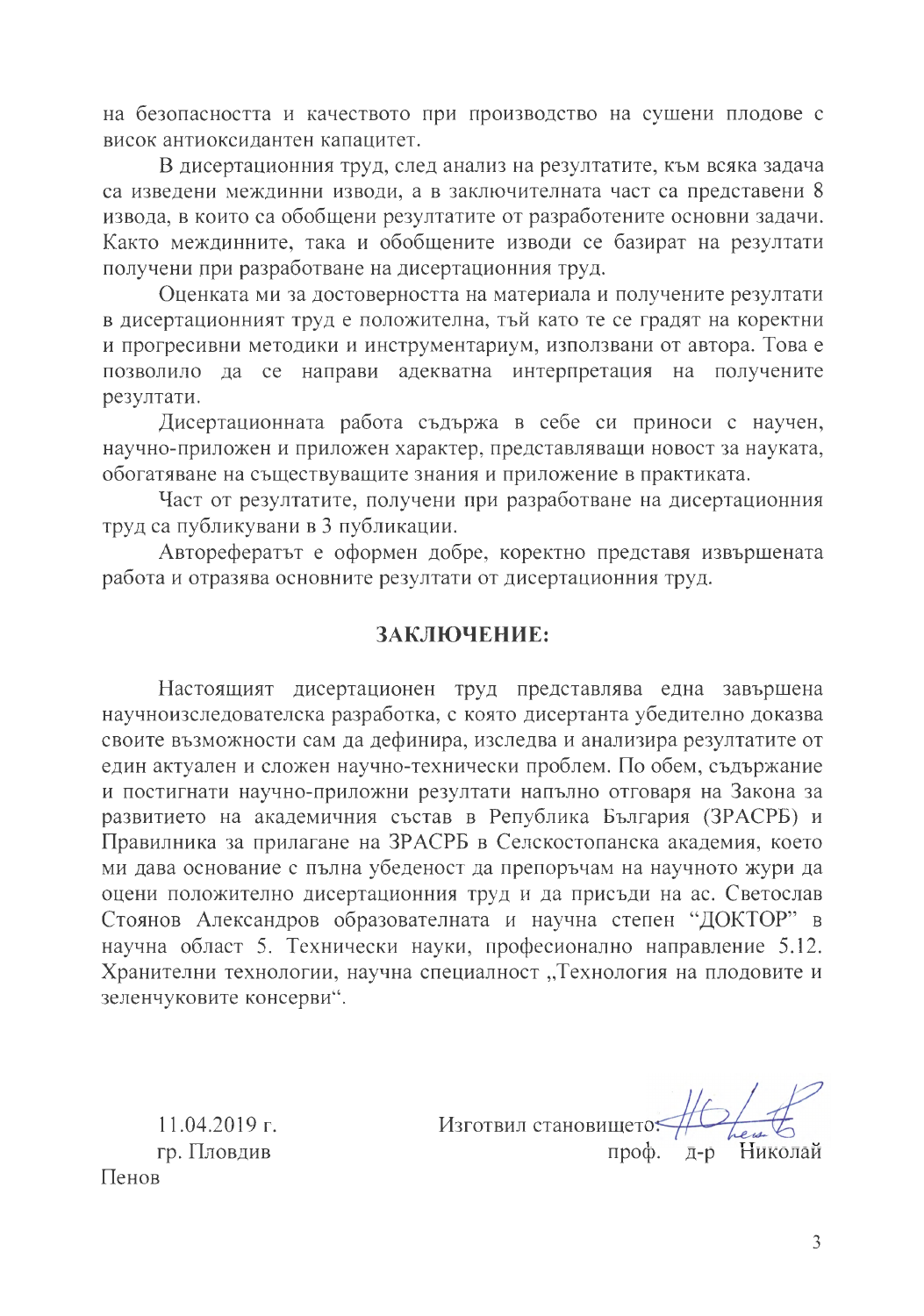на безопасността и качеството при производство на сушени плодове с висок антиоксидантен капацитет.

В дисертационния труд, след анализ на резултатите, към всяка задача са изведени междинни изводи, а в заключителната част са представени 8 извода, в които са обобщени резултатите от разработените основни задачи. Както междинните, така и обобщените изводи се базират на резултати получени при разработване на дисертационния труд.

Оценката ми за достоверността на материала и получените резултати в дисертационният труд е положителна, тъй като те се градят на коректни и прогресивни методики и инструментариум, използвани от автора. Това е позволило да се направи адекватна интерпретация на получените резултати.

Дисертационната работа съдържа в себе си приноси с научен, научно-приложен и приложен характер, представляващи новост за науката, обогатяване на съществуващите знания и приложение в практиката.

Част от резултатите, получени при разработване на дисертационния труд са публикувани в 3 публикации.

Авторефератът е оформен добре, коректно представя извършената работа и отразява основните резултати от дисертационния труд.

## ЗАКЛЮЧЕНИЕ:

Настоящият дисертационен труд представлява една завършена научноизследователска разработка, с която дисертанта убедително доказва своите възможности сам да дефинира, изследва и анализира резултатите от един актуален и сложен научно-технически проблем. По обем, съдържание и постигнати научно-приложни резултати напълно отговаря на Закона за развитието на академичния състав в Република България (ЗРАСРБ) и Правилника за прилагане на ЗРАСРБ в Селскостопанска академия, което ми дава основание с пълна убеденост да препоръчам на научното жури да оцени положително дисертационния труд и да присъди на ас. Светослав Стоянов Александров образователната и научна степен "ДОКТОР" в научна област 5. Технически науки, професионално направление 5.12. Хранителни технологии, научна специалност „Технология на плодовите и зеленчуковите консерви".

11.04.2019 г.
гр. Пловдив

Изготвил становището:
проф. д-р Николай Пенов